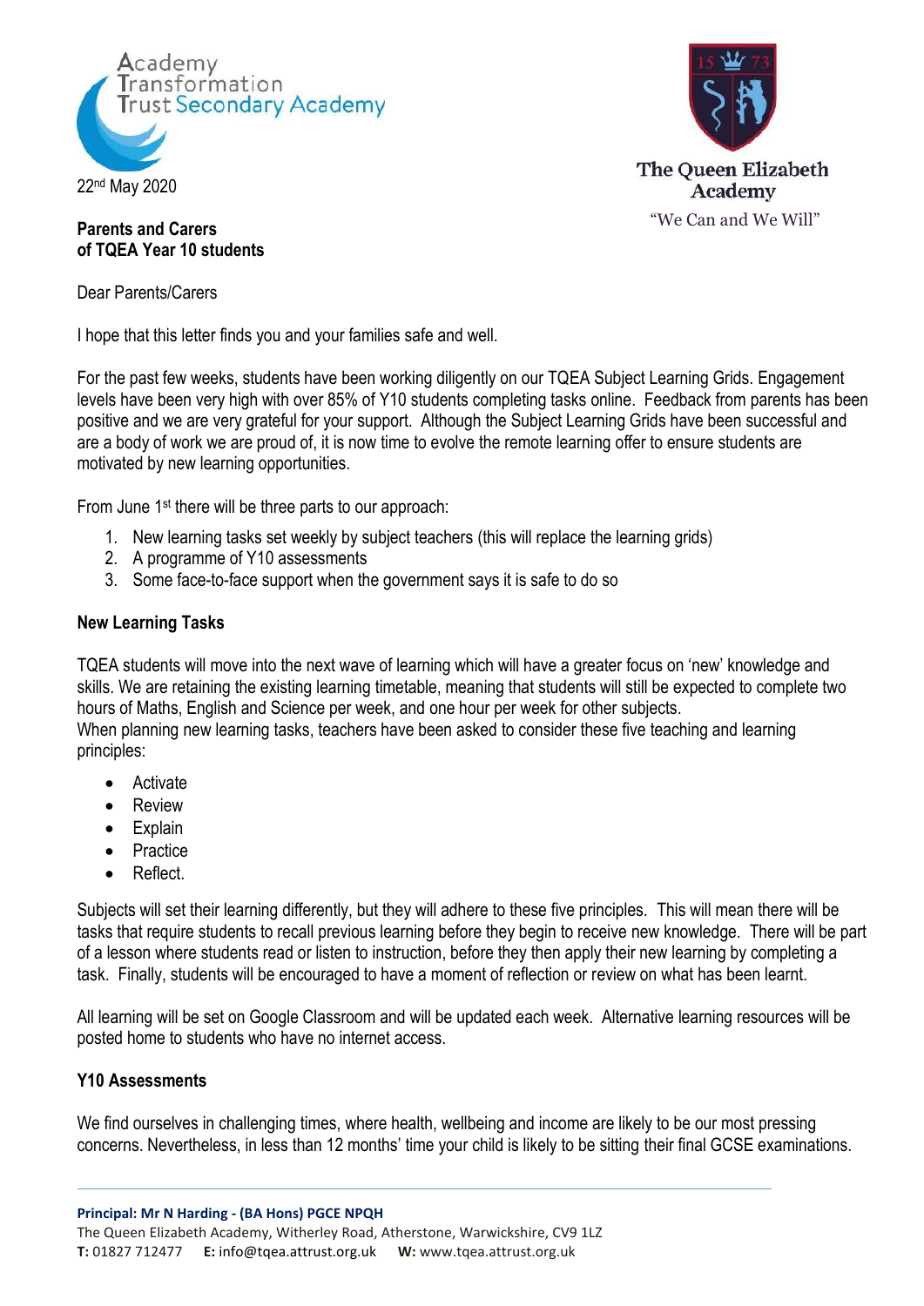Academy Transformation Trust Secondary Academy

The Queen Elizabeth Academy
"We Can and We Will"

22nd May 2020

**Parents and Carers**
**of TQEA Year 10 students**

Dear Parents/Carers

I hope that this letter finds you and your families safe and well.

For the past few weeks, students have been working diligently on our TQEA Subject Learning Grids. Engagement levels have been very high with over 85% of Y10 students completing tasks online. Feedback from parents has been positive and we are very grateful for your support. Although the Subject Learning Grids have been successful and are a body of work we are proud of, it is now time to evolve the remote learning offer to ensure students are motivated by new learning opportunities.

From June 1st there will be three parts to our approach:

1. New learning tasks set weekly by subject teachers (this will replace the learning grids)
2. A programme of Y10 assessments
3. Some face-to-face support when the government says it is safe to do so

**New Learning Tasks**

TQEA students will move into the next wave of learning which will have a greater focus on 'new' knowledge and skills. We are retaining the existing learning timetable, meaning that students will still be expected to complete two hours of Maths, English and Science per week, and one hour per week for other subjects.
When planning new learning tasks, teachers have been asked to consider these five teaching and learning principles:

- Activate
- Review
- Explain
- Practice
- Reflect.

Subjects will set their learning differently, but they will adhere to these five principles. This will mean there will be tasks that require students to recall previous learning before they begin to receive new knowledge. There will be part of a lesson where students read or listen to instruction, before they then apply their new learning by completing a task. Finally, students will be encouraged to have a moment of reflection or review on what has been learnt.

All learning will be set on Google Classroom and will be updated each week. Alternative learning resources will be posted home to students who have no internet access.

**Y10 Assessments**

We find ourselves in challenging times, where health, wellbeing and income are likely to be our most pressing concerns. Nevertheless, in less than 12 months' time your child is likely to be sitting their final GCSE examinations.

**Principal: Mr N Harding - (BA Hons) PGCE NPQH**
The Queen Elizabeth Academy, Witherley Road, Atherstone, Warwickshire, CV9 1LZ
**T:** 01827 712477 **E:** info@tqea.attrust.org.uk **W:** www.tqea.attrust.org.uk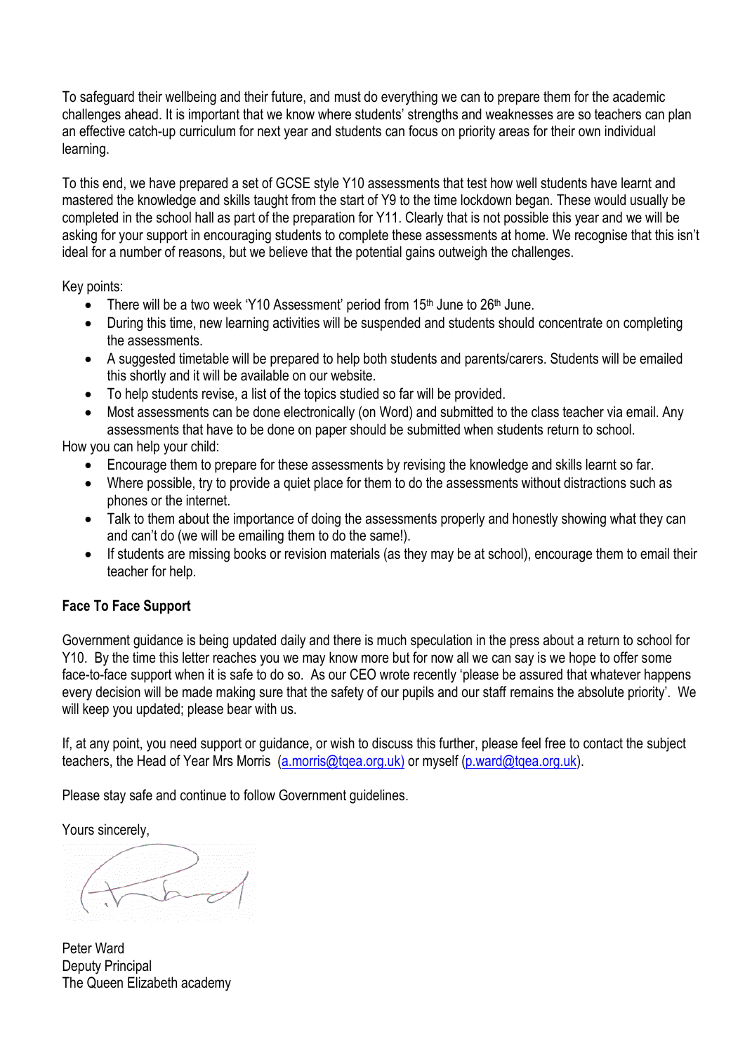To safeguard their wellbeing and their future, and must do everything we can to prepare them for the academic challenges ahead. It is important that we know where students' strengths and weaknesses are so teachers can plan an effective catch-up curriculum for next year and students can focus on priority areas for their own individual learning.

To this end, we have prepared a set of GCSE style Y10 assessments that test how well students have learnt and mastered the knowledge and skills taught from the start of Y9 to the time lockdown began. These would usually be completed in the school hall as part of the preparation for Y11. Clearly that is not possible this year and we will be asking for your support in encouraging students to complete these assessments at home. We recognise that this isn't ideal for a number of reasons, but we believe that the potential gains outweigh the challenges.

Key points:

- There will be a two week 'Y10 Assessment' period from 15th June to 26th June.
- During this time, new learning activities will be suspended and students should concentrate on completing the assessments.
- A suggested timetable will be prepared to help both students and parents/carers. Students will be emailed this shortly and it will be available on our website.
- To help students revise, a list of the topics studied so far will be provided.
- Most assessments can be done electronically (on Word) and submitted to the class teacher via email. Any assessments that have to be done on paper should be submitted when students return to school.

How you can help your child:

- Encourage them to prepare for these assessments by revising the knowledge and skills learnt so far.
- Where possible, try to provide a quiet place for them to do the assessments without distractions such as phones or the internet.
- Talk to them about the importance of doing the assessments properly and honestly showing what they can and can't do (we will be emailing them to do the same!).
- If students are missing books or revision materials (as they may be at school), encourage them to email their teacher for help.

**Face To Face Support**

Government guidance is being updated daily and there is much speculation in the press about a return to school for Y10. By the time this letter reaches you we may know more but for now all we can say is we hope to offer some face-to-face support when it is safe to do so. As our CEO wrote recently 'please be assured that whatever happens every decision will be made making sure that the safety of our pupils and our staff remains the absolute priority'. We will keep you updated; please bear with us.

If, at any point, you need support or guidance, or wish to discuss this further, please feel free to contact the subject teachers, the Head of Year Mrs Morris (a.morris@tqea.org.uk) or myself (p.ward@tqea.org.uk).

Please stay safe and continue to follow Government guidelines.

Yours sincerely,

Peter Ward
Deputy Principal
The Queen Elizabeth academy